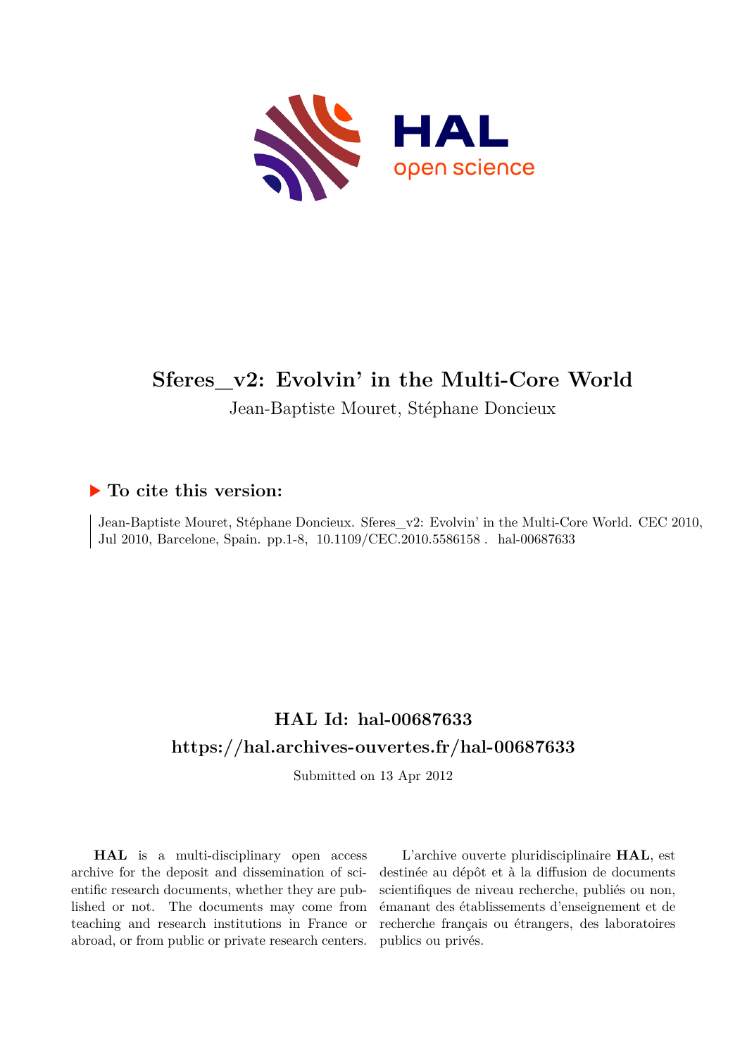# Sferes_v2: Evolvin' in the Multi-Core World

Jean-Baptiste Mouret, Stéphane Doncieux

## ▶ To cite this version:

Jean-Baptiste Mouret, Stéphane Doncieux. Sferes_v2: Evolvin' in the Multi-Core World. CEC 2010, Jul 2010, Barcelone, Spain. pp.1-8, 10.1109/CEC.2010.5586158 . hal-00687633

## HAL Id: hal-00687633

## https://hal.archives-ouvertes.fr/hal-00687633

Submitted on 13 Apr 2012

**HAL** is a multi-disciplinary open access archive for the deposit and dissemination of scientific research documents, whether they are published or not. The documents may come from teaching and research institutions in France or abroad, or from public or private research centers.

L'archive ouverte pluridisciplinaire **HAL**, est destinée au dépôt et à la diffusion de documents scientifiques de niveau recherche, publiés ou non, émanant des établissements d'enseignement et de recherche français ou étrangers, des laboratoires publics ou privés.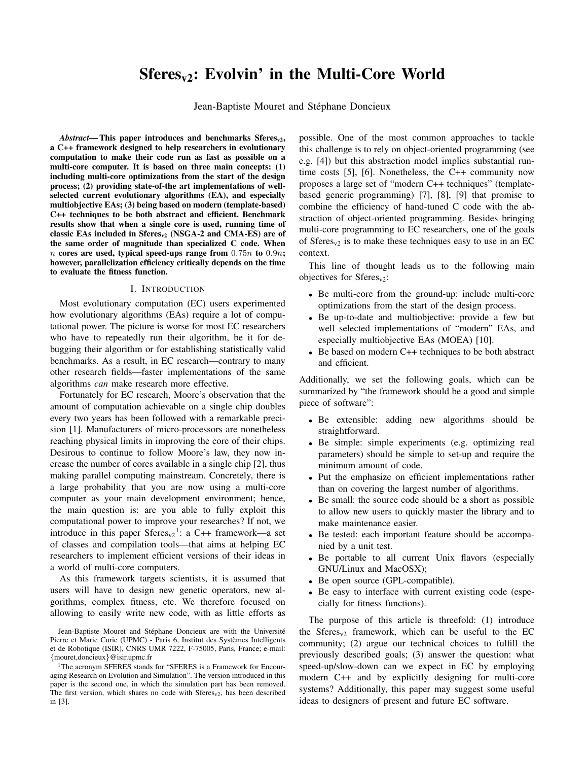# Sferes$_{v2}$: Evolvin' in the Multi-Core World

Jean-Baptiste Mouret and Stéphane Doncieux

***Abstract*— This paper introduces and benchmarks Sferes$_{v2}$, a C++ framework designed to help researchers in evolutionary computation to make their code run as fast as possible on a multi-core computer. It is based on three main concepts: (1) including multi-core optimizations from the start of the design process; (2) providing state-of-the art implementations of well-selected current evolutionary algorithms (EA), and especially multiobjective EAs; (3) being based on modern (template-based) C++ techniques to be both abstract and efficient. Benchmark results show that when a single core is used, running time of classic EAs included in Sferes$_{v2}$ (NSGA-2 and CMA-ES) are of the same order of magnitude than specialized C code. When $n$ cores are used, typical speed-ups range from $0.75n$ to $0.9n$; however, parallelization efficiency critically depends on the time to evaluate the fitness function.**

## I. Introduction

Most evolutionary computation (EC) users experimented how evolutionary algorithms (EAs) require a lot of computational power. The picture is worse for most EC researchers who have to repeatedly run their algorithm, be it for debugging their algorithm or for establishing statistically valid benchmarks. As a result, in EC research—contrary to many other research fields—faster implementations of the same algorithms *can* make research more effective.

Fortunately for EC research, Moore's observation that the amount of computation achievable on a single chip doubles every two years has been followed with a remarkable precision [1]. Manufacturers of micro-processors are nonetheless reaching physical limits in improving the core of their chips. Desirous to continue to follow Moore's law, they now increase the number of cores available in a single chip [2], thus making parallel computing mainstream. Concretely, there is a large probability that you are now using a multi-core computer as your main development environment; hence, the main question is: are you able to fully exploit this computational power to improve your researches? If not, we introduce in this paper Sferes$_{v2}$[1]: a C++ framework—a set of classes and compilation tools—that aims at helping EC researchers to implement efficient versions of their ideas in a world of multi-core computers.

As this framework targets scientists, it is assumed that users will have to design new genetic operators, new algorithms, complex fitness, etc. We therefore focused on allowing to easily write new code, with as little efforts as possible. One of the most common approaches to tackle this challenge is to rely on object-oriented programming (see e.g. [4]) but this abstraction model implies substantial run-time costs [5], [6]. Nonetheless, the C++ community now proposes a large set of "modern C++ techniques" (template-based generic programming) [7], [8], [9] that promise to combine the efficiency of hand-tuned C code with the abstraction of object-oriented programming. Besides bringing multi-core programming to EC researchers, one of the goals of Sferes$_{v2}$ is to make these techniques easy to use in an EC context.

This line of thought leads us to the following main objectives for Sferes$_{v2}$:

- Be multi-core from the ground-up: include multi-core optimizations from the start of the design process.
- Be up-to-date and multiobjective: provide a few but well selected implementations of "modern" EAs, and especially multiobjective EAs (MOEA) [10].
- Be based on modern C++ techniques to be both abstract and efficient.

Additionally, we set the following goals, which can be summarized by "the framework should be a good and simple piece of software":

- Be extensible: adding new algorithms should be straightforward.
- Be simple: simple experiments (e.g. optimizing real parameters) should be simple to set-up and require the minimum amount of code.
- Put the emphasize on efficient implementations rather than on covering the largest number of algorithms.
- Be small: the source code should be a short as possible to allow new users to quickly master the library and to make maintenance easier.
- Be tested: each important feature should be accompanied by a unit test.
- Be portable to all current Unix flavors (especially GNU/Linux and MacOSX);
- Be open source (GPL-compatible).
- Be easy to interface with current existing code (especially for fitness functions).

The purpose of this article is threefold: (1) introduce the Sferes$_{v2}$ framework, which can be useful to the EC community; (2) argue our technical choices to fulfill the previously described goals; (3) answer the question: what speed-up/slow-down can we expect in EC by employing modern C++ and by explicitly designing for multi-core systems? Additionally, this paper may suggest some useful ideas to designers of present and future EC software.

Jean-Baptiste Mouret and Stéphane Doncieux are with the Université Pierre et Marie Curie (UPMC) - Paris 6, Institut des Systèmes Intelligents et de Robotique (ISIR), CNRS UMR 7222, F-75005, Paris, France; e-mail: {mouret,doncieux}@isir.upmc.fr

[1] The acronym SFERES stands for "SFERES is a Framework for Encouraging Research on Evolution and Simulation". The version introduced in this paper is the second one, in which the simulation part has been removed. The first version, which shares no code with Sferes$_{v2}$, has been described in [3].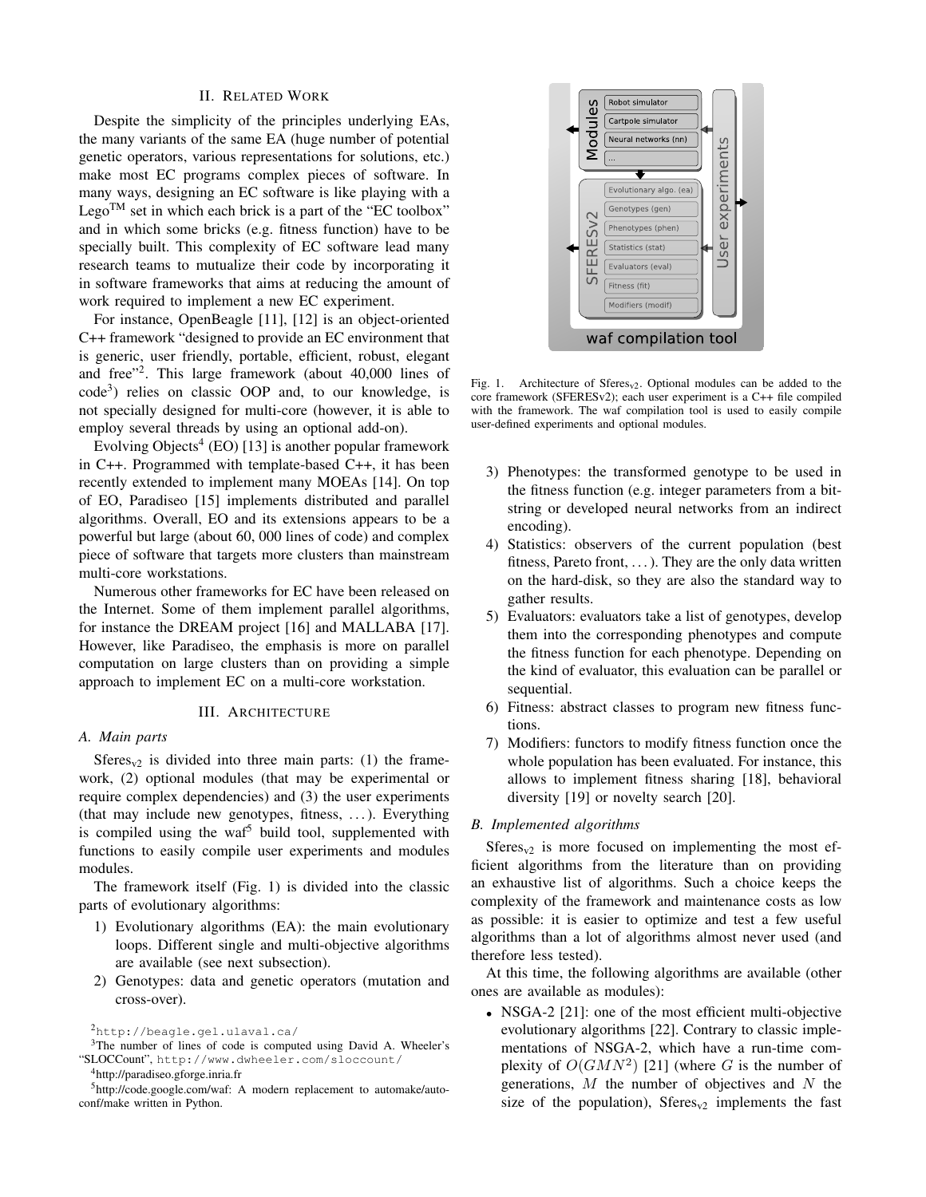## II. Related Work

Despite the simplicity of the principles underlying EAs, the many variants of the same EA (huge number of potential genetic operators, various representations for solutions, etc.) make most EC programs complex pieces of software. In many ways, designing an EC software is like playing with a Lego™ set in which each brick is a part of the "EC toolbox" and in which some bricks (e.g. fitness function) have to be specially built. This complexity of EC software lead many research teams to mutualize their code by incorporating it in software frameworks that aims at reducing the amount of work required to implement a new EC experiment.

For instance, OpenBeagle [11], [12] is an object-oriented C++ framework "designed to provide an EC environment that is generic, user friendly, portable, efficient, robust, elegant and free"[2]. This large framework (about 40,000 lines of code[3]) relies on classic OOP and, to our knowledge, is not specially designed for multi-core (however, it is able to employ several threads by using an optional add-on).

Evolving Objects[4] (EO) [13] is another popular framework in C++. Programmed with template-based C++, it has been recently extended to implement many MOEAs [14]. On top of EO, Paradiseo [15] implements distributed and parallel algorithms. Overall, EO and its extensions appears to be a powerful but large (about 60, 000 lines of code) and complex piece of software that targets more clusters than mainstream multi-core workstations.

Numerous other frameworks for EC have been released on the Internet. Some of them implement parallel algorithms, for instance the DREAM project [16] and MALLABA [17]. However, like Paradiseo, the emphasis is more on parallel computation on large clusters than on providing a simple approach to implement EC on a multi-core workstation.

## III. Architecture

### A. Main parts

Sferes$_{v2}$ is divided into three main parts: (1) the framework, (2) optional modules (that may be experimental or require complex dependencies) and (3) the user experiments (that may include new genotypes, fitness, . . . ). Everything is compiled using the waf[5] build tool, supplemented with functions to easily compile user experiments and modules modules.

The framework itself (Fig. 1) is divided into the classic parts of evolutionary algorithms:

1) Evolutionary algorithms (EA): the main evolutionary loops. Different single and multi-objective algorithms are available (see next subsection).
2) Genotypes: data and genetic operators (mutation and cross-over).
3) Phenotypes: the transformed genotype to be used in the fitness function (e.g. integer parameters from a bit-string or developed neural networks from an indirect encoding).
4) Statistics: observers of the current population (best fitness, Pareto front, . . . ). They are the only data written on the hard-disk, so they are also the standard way to gather results.
5) Evaluators: evaluators take a list of genotypes, develop them into the corresponding phenotypes and compute the fitness function for each phenotype. Depending on the kind of evaluator, this evaluation can be parallel or sequential.
6) Fitness: abstract classes to program new fitness functions.
7) Modifiers: functors to modify fitness function once the whole population has been evaluated. For instance, this allows to implement fitness sharing [18], behavioral diversity [19] or novelty search [20].

Fig. 1. Architecture of Sferes$_{v2}$. Optional modules can be added to the core framework (SFERESv2); each user experiment is a C++ file compiled with the framework. The waf compilation tool is used to easily compile user-defined experiments and optional modules.

### B. Implemented algorithms

Sferes$_{v2}$ is more focused on implementing the most efficient algorithms from the literature than on providing an exhaustive list of algorithms. Such a choice keeps the complexity of the framework and maintenance costs as low as possible: it is easier to optimize and test a few useful algorithms than a lot of algorithms almost never used (and therefore less tested).

At this time, the following algorithms are available (other ones are available as modules):

- NSGA-2 [21]: one of the most efficient multi-objective evolutionary algorithms [22]. Contrary to classic implementations of NSGA-2, which have a run-time complexity of $O(GMN^2)$ [21] (where $G$ is the number of generations, $M$ the number of objectives and $N$ the size of the population), Sferes$_{v2}$ implements the fast

[2] http://beagle.gel.ulaval.ca/

[3] The number of lines of code is computed using David A. Wheeler's "SLOCCount", http://www.dwheeler.com/sloccount/

[4] http://paradiseo.gforge.inria.fr

[5] http://code.google.com/waf: A modern replacement to automake/autoconf/make written in Python.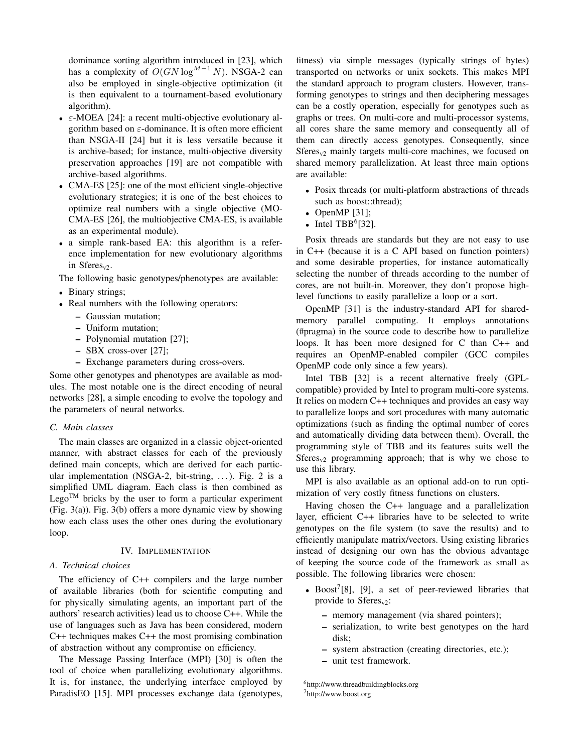dominance sorting algorithm introduced in [23], which has a complexity of $O(GN \log^{M-1} N)$. NSGA-2 can also be employed in single-objective optimization (it is then equivalent to a tournament-based evolutionary algorithm).

- $\varepsilon$-MOEA [24]: a recent multi-objective evolutionary algorithm based on $\varepsilon$-dominance. It is often more efficient than NSGA-II [24] but it is less versatile because it is archive-based; for instance, multi-objective diversity preservation approaches [19] are not compatible with archive-based algorithms.
- CMA-ES [25]: one of the most efficient single-objective evolutionary strategies; it is one of the best choices to optimize real numbers with a single objective (MO-CMA-ES [26], the multiobjective CMA-ES, is available as an experimental module).
- a simple rank-based EA: this algorithm is a reference implementation for new evolutionary algorithms in Sferes$_{v2}$.

The following basic genotypes/phenotypes are available:

- Binary strings;
- Real numbers with the following operators:
  - Gaussian mutation;
  - Uniform mutation;
  - Polynomial mutation [27];
  - SBX cross-over [27];
  - Exchange parameters during cross-overs.

Some other genotypes and phenotypes are available as modules. The most notable one is the direct encoding of neural networks [28], a simple encoding to evolve the topology and the parameters of neural networks.

### C. Main classes

The main classes are organized in a classic object-oriented manner, with abstract classes for each of the previously defined main concepts, which are derived for each particular implementation (NSGA-2, bit-string, ...). Fig. 2 is a simplified UML diagram. Each class is then combined as Lego™ bricks by the user to form a particular experiment (Fig. 3(a)). Fig. 3(b) offers a more dynamic view by showing how each class uses the other ones during the evolutionary loop.

## IV. Implementation

### A. Technical choices

The efficiency of C++ compilers and the large number of available libraries (both for scientific computing and for physically simulating agents, an important part of the authors' research activities) lead us to choose C++. While the use of languages such as Java has been considered, modern C++ techniques makes C++ the most promising combination of abstraction without any compromise on efficiency.

The Message Passing Interface (MPI) [30] is often the tool of choice when parallelizing evolutionary algorithms. It is, for instance, the underlying interface employed by ParadisEO [15]. MPI processes exchange data (genotypes, fitness) via simple messages (typically strings of bytes) transported on networks or unix sockets. This makes MPI the standard approach to program clusters. However, transforming genotypes to strings and then deciphering messages can be a costly operation, especially for genotypes such as graphs or trees. On multi-core and multi-processor systems, all cores share the same memory and consequently all of them can directly access genotypes. Consequently, since Sferes$_{v2}$ mainly targets multi-core machines, we focused on shared memory parallelization. At least three main options are available:

- Posix threads (or multi-platform abstractions of threads such as boost::thread);
- OpenMP [31];
- Intel TBB[6][32].

Posix threads are standards but they are not easy to use in C++ (because it is a C API based on function pointers) and some desirable properties, for instance automatically selecting the number of threads according to the number of cores, are not built-in. Moreover, they don't propose high-level functions to easily parallelize a loop or a sort.

OpenMP [31] is the industry-standard API for shared-memory parallel computing. It employs annotations (#pragma) in the source code to describe how to parallelize loops. It has been more designed for C than C++ and requires an OpenMP-enabled compiler (GCC compiles OpenMP code only since a few years).

Intel TBB [32] is a recent alternative freely (GPL-compatible) provided by Intel to program multi-core systems. It relies on modern C++ techniques and provides an easy way to parallelize loops and sort procedures with many automatic optimizations (such as finding the optimal number of cores and automatically dividing data between them). Overall, the programming style of TBB and its features suits well the Sferes$_{v2}$ programming approach; that is why we chose to use this library.

MPI is also available as an optional add-on to run optimization of very costly fitness functions on clusters.

Having chosen the C++ language and a parallelization layer, efficient C++ libraries have to be selected to write genotypes on the file system (to save the results) and to efficiently manipulate matrix/vectors. Using existing libraries instead of designing our own has the obvious advantage of keeping the source code of the framework as small as possible. The following libraries were chosen:

- Boost[7][8], [9], a set of peer-reviewed libraries that provide to Sferes$_{v2}$:
  - memory management (via shared pointers);
  - serialization, to write best genotypes on the hard disk;
  - system abstraction (creating directories, etc.);
  - unit test framework.

[6]http://www.threadbuildingblocks.org

[7]http://www.boost.org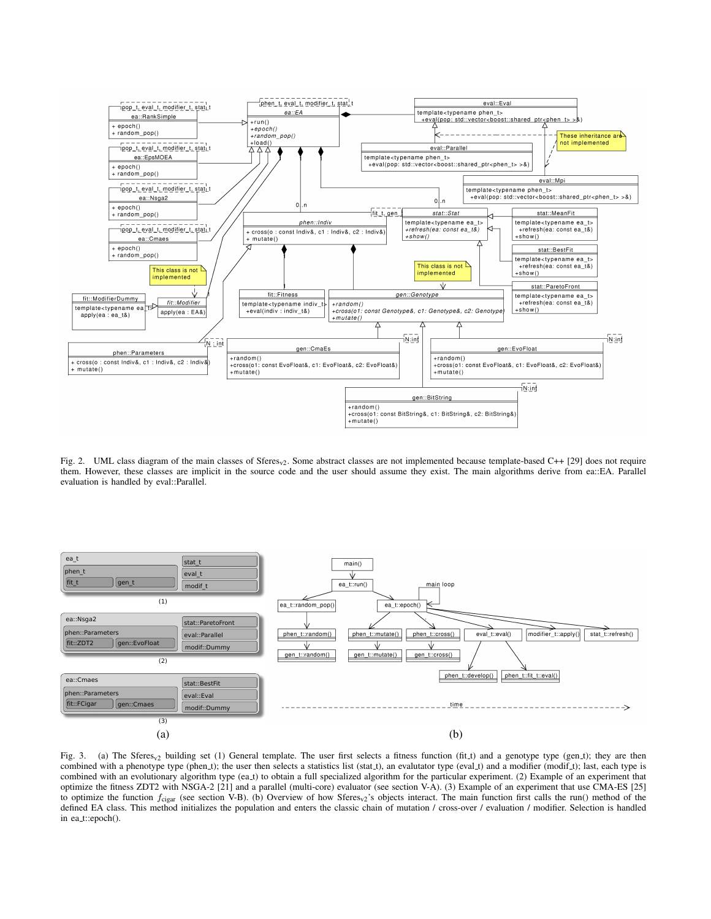Fig. 2. UML class diagram of the main classes of Sferes$_{v2}$. Some abstract classes are not implemented because template-based C++ [29] does not require them. However, these classes are implicit in the source code and the user should assume they exist. The main algorithms derive from ea::EA. Parallel evaluation is handled by eval::Parallel.

Fig. 3. (a) The Sferes$_{v2}$ building set (1) General template. The user first selects a fitness function (fit_t) and a genotype type (gen_t); they are then combined with a phenotype type (phen_t); the user then selects a statistics list (stat_t), an evalutator type (eval_t) and a modifier (modif_t); last, each type is combined with an evolutionary algorithm type (ea_t) to obtain a full specialized algorithm for the particular experiment. (2) Example of an experiment that optimize the fitness ZDT2 with NSGA-2 [21] and a parallel (multi-core) evaluator (see section V-A). (3) Example of an experiment that use CMA-ES [25] to optimize the function $f_{\text{cigar}}$ (see section V-B). (b) Overview of how Sferes$_{v2}$'s objects interact. The main function first calls the run() method of the defined EA class. This method initializes the population and enters the classic chain of mutation / cross-over / evaluation / modifier. Selection is handled in ea_t::epoch().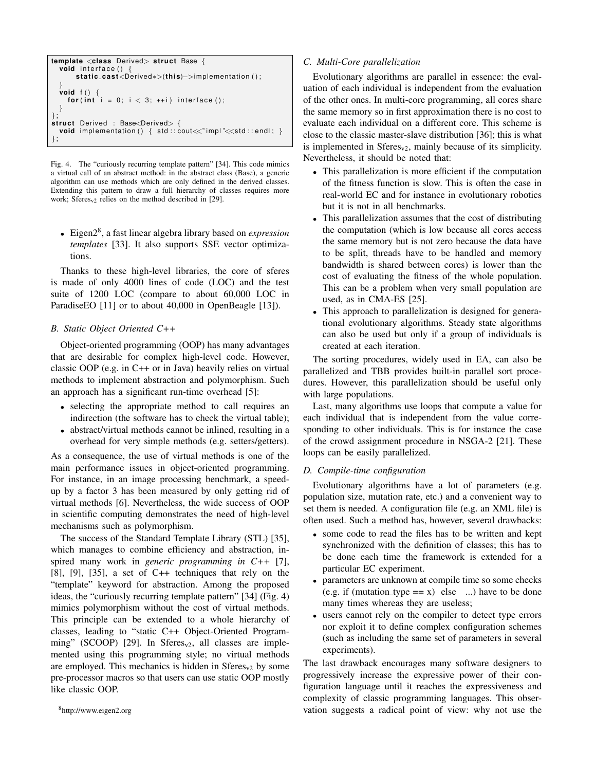```
template <class Derived> struct Base {
  void interface() {
      static_cast<Derived*>(this)->implementation();
  }
  void f() {
    for(int i = 0; i < 3; ++i) interface();
  }
};
struct Derived : Base<Derived> {
  void implementation() { std::cout<<"impl"<<std::endl; }
};
```

Fig. 4. The "curiously recurring template pattern" [34]. This code mimics a virtual call of an abstract method: in the abstract class (Base), a generic algorithm can use methods which are only defined in the derived classes. Extending this pattern to draw a full hierarchy of classes requires more work; $\text{Sferes}_{v2}$ relies on the method described in [29].

- Eigen2[8], a fast linear algebra library based on *expression templates* [33]. It also supports SSE vector optimizations.

Thanks to these high-level libraries, the core of sferes is made of only 4000 lines of code (LOC) and the test suite of 1200 LOC (compare to about 60,000 LOC in ParadiseEO [11] or to about 40,000 in OpenBeagle [13]).

### B. Static Object Oriented C++

Object-oriented programming (OOP) has many advantages that are desirable for complex high-level code. However, classic OOP (e.g. in C++ or in Java) heavily relies on virtual methods to implement abstraction and polymorphism. Such an approach has a significant run-time overhead [5]:

- selecting the appropriate method to call requires an indirection (the software has to check the virtual table);
- abstract/virtual methods cannot be inlined, resulting in a overhead for very simple methods (e.g. setters/getters).

As a consequence, the use of virtual methods is one of the main performance issues in object-oriented programming. For instance, in an image processing benchmark, a speed-up by a factor 3 has been measured by only getting rid of virtual methods [6]. Nevertheless, the wide success of OOP in scientific computing demonstrates the need of high-level mechanisms such as polymorphism.

The success of the Standard Template Library (STL) [35], which manages to combine efficiency and abstraction, inspired many work in *generic programming in C++* [7], [8], [9], [35], a set of C++ techniques that rely on the "template" keyword for abstraction. Among the proposed ideas, the "curiously recurring template pattern" [34] (Fig. 4) mimics polymorphism without the cost of virtual methods. This principle can be extended to a whole hierarchy of classes, leading to "static C++ Object-Oriented Programming" (SCOOP) [29]. In $\text{Sferes}_{v2}$, all classes are implemented using this programming style; no virtual methods are employed. This mechanics is hidden in $\text{Sferes}_{v2}$ by some pre-processor macros so that users can use static OOP mostly like classic OOP.

[8] http://www.eigen2.org

### C. Multi-Core parallelization

Evolutionary algorithms are parallel in essence: the evaluation of each individual is independent from the evaluation of the other ones. In multi-core programming, all cores share the same memory so in first approximation there is no cost to evaluate each individual on a different core. This scheme is close to the classic master-slave distribution [36]; this is what is implemented in $\text{Sferes}_{v2}$, mainly because of its simplicity. Nevertheless, it should be noted that:

- This parallelization is more efficient if the computation of the fitness function is slow. This is often the case in real-world EC and for instance in evolutionary robotics but it is not in all benchmarks.
- This parallelization assumes that the cost of distributing the computation (which is low because all cores access the same memory but is not zero because the data have to be split, threads have to be handled and memory bandwidth is shared between cores) is lower than the cost of evaluating the fitness of the whole population. This can be a problem when very small population are used, as in CMA-ES [25].
- This approach to parallelization is designed for generational evolutionary algorithms. Steady state algorithms can also be used but only if a group of individuals is created at each iteration.

The sorting procedures, widely used in EA, can also be parallelized and TBB provides built-in parallel sort procedures. However, this parallelization should be useful only with large populations.

Last, many algorithms use loops that compute a value for each individual that is independent from the value corresponding to other individuals. This is for instance the case of the crowd assignment procedure in NSGA-2 [21]. These loops can be easily parallelized.

### D. Compile-time configuration

Evolutionary algorithms have a lot of parameters (e.g. population size, mutation rate, etc.) and a convenient way to set them is needed. A configuration file (e.g. an XML file) is often used. Such a method has, however, several drawbacks:

- some code to read the files has to be written and kept synchronized with the definition of classes; this has to be done each time the framework is extended for a particular EC experiment.
- parameters are unknown at compile time so some checks (e.g. if (mutation_type == x) else ...) have to be done many times whereas they are useless;
- users cannot rely on the compiler to detect type errors nor exploit it to define complex configuration schemes (such as including the same set of parameters in several experiments).

The last drawback encourages many software designers to progressively increase the expressive power of their configuration language until it reaches the expressiveness and complexity of classic programming languages. This observation suggests a radical point of view: why not use the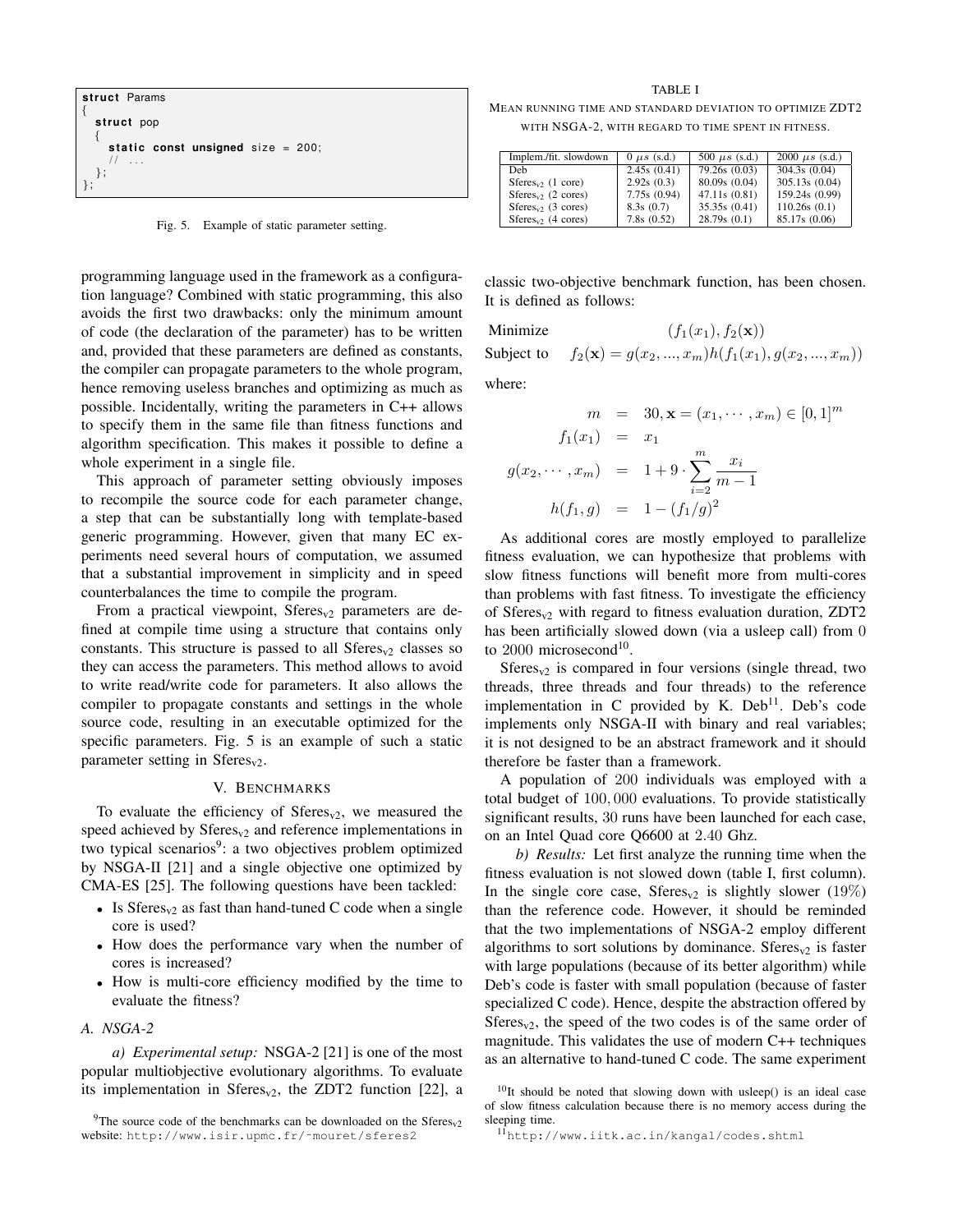```
struct Params
{
  struct pop
  {
    static const unsigned size = 200;
    // ...
  };
};
```

Fig. 5. Example of static parameter setting.

programming language used in the framework as a configuration language? Combined with static programming, this also avoids the first two drawbacks: only the minimum amount of code (the declaration of the parameter) has to be written and, provided that these parameters are defined as constants, the compiler can propagate parameters to the whole program, hence removing useless branches and optimizing as much as possible. Incidentally, writing the parameters in C++ allows to specify them in the same file than fitness functions and algorithm specification. This makes it possible to define a whole experiment in a single file.

This approach of parameter setting obviously imposes to recompile the source code for each parameter change, a step that can be substantially long with template-based generic programming. However, given that many EC experiments need several hours of computation, we assumed that a substantial improvement in simplicity and in speed counterbalances the time to compile the program.

From a practical viewpoint, Sferes$_{v2}$ parameters are defined at compile time using a structure that contains only constants. This structure is passed to all Sferes$_{v2}$ classes so they can access the parameters. This method allows to avoid to write read/write code for parameters. It also allows the compiler to propagate constants and settings in the whole source code, resulting in an executable optimized for the specific parameters. Fig. 5 is an example of such a static parameter setting in Sferes$_{v2}$.

## V. Benchmarks

To evaluate the efficiency of Sferes$_{v2}$, we measured the speed achieved by Sferes$_{v2}$ and reference implementations in two typical scenarios[9]: a two objectives problem optimized by NSGA-II [21] and a single objective one optimized by CMA-ES [25]. The following questions have been tackled:

- Is Sferes$_{v2}$ as fast than hand-tuned C code when a single core is used?
- How does the performance vary when the number of cores is increased?
- How is multi-core efficiency modified by the time to evaluate the fitness?

### A. NSGA-2

*a) Experimental setup:* NSGA-2 [21] is one of the most popular multiobjective evolutionary algorithms. To evaluate its implementation in Sferes$_{v2}$, the ZDT2 function [22], a classic two-objective benchmark function, has been chosen. It is defined as follows:

$$\begin{array}{ll}\text{Minimize} & (f_1(x_1), f_2(\mathbf{x})) \\ \text{Subject to} & f_2(\mathbf{x}) = g(x_2, ..., x_m)h(f_1(x_1), g(x_2, ..., x_m))\end{array}$$

where:

$$\begin{aligned} m &= 30, \mathbf{x} = (x_1, \cdots, x_m) \in [0,1]^m \\ f_1(x_1) &= x_1 \\ g(x_2, \cdots, x_m) &= 1 + 9 \cdot \sum_{i=2}^{m} \frac{x_i}{m-1} \\ h(f_1, g) &= 1 - (f_1/g)^2 \end{aligned}$$

As additional cores are mostly employed to parallelize fitness evaluation, we can hypothesize that problems with slow fitness functions will benefit more from multi-cores than problems with fast fitness. To investigate the efficiency of Sferes$_{v2}$ with regard to fitness evaluation duration, ZDT2 has been artificially slowed down (via a usleep call) from 0 to 2000 microsecond[10].

Sferes$_{v2}$ is compared in four versions (single thread, two threads, three threads and four threads) to the reference implementation in C provided by K. Deb[11]. Deb's code implements only NSGA-II with binary and real variables; it is not designed to be an abstract framework and it should therefore be faster than a framework.

A population of 200 individuals was employed with a total budget of 100,000 evaluations. To provide statistically significant results, 30 runs have been launched for each case, on an Intel Quad core Q6600 at 2.40 Ghz.

TABLE I
Mean running time and standard deviation to optimize ZDT2 with NSGA-2, with regard to time spent in fitness.

| Implem./fit. slowdown | 0 $\mu s$ (s.d.) | 500 $\mu s$ (s.d.) | 2000 $\mu s$ (s.d.) |
|---|---|---|---|
| Deb | 2.45s (0.41) | 79.26s (0.03) | 304.3s (0.04) |
| Sferes$_{v2}$ (1 core) | 2.92s (0.3) | 80.09s (0.04) | 305.13s (0.04) |
| Sferes$_{v2}$ (2 cores) | 7.75s (0.94) | 47.11s (0.81) | 159.24s (0.99) |
| Sferes$_{v2}$ (3 cores) | 8.3s (0.7) | 35.35s (0.41) | 110.26s (0.1) |
| Sferes$_{v2}$ (4 cores) | 7.8s (0.52) | 28.79s (0.1) | 85.17s (0.06) |

*b) Results:* Let first analyze the running time when the fitness evaluation is not slowed down (table I, first column). In the single core case, Sferes$_{v2}$ is slightly slower (19%) than the reference code. However, it should be reminded that the two implementations of NSGA-2 employ different algorithms to sort solutions by dominance. Sferes$_{v2}$ is faster with large populations (because of its better algorithm) while Deb's code is faster with small population (because of faster specialized C code). Hence, despite the abstraction offered by Sferes$_{v2}$, the speed of the two codes is of the same order of magnitude. This validates the use of modern C++ techniques as an alternative to hand-tuned C code. The same experiment

[9]The source code of the benchmarks can be downloaded on the Sferes$_{v2}$ website: http://www.isir.upmc.fr/~mouret/sferes2

[10]It should be noted that slowing down with usleep() is an ideal case of slow fitness calculation because there is no memory access during the sleeping time.

[11]http://www.iitk.ac.in/kangal/codes.shtml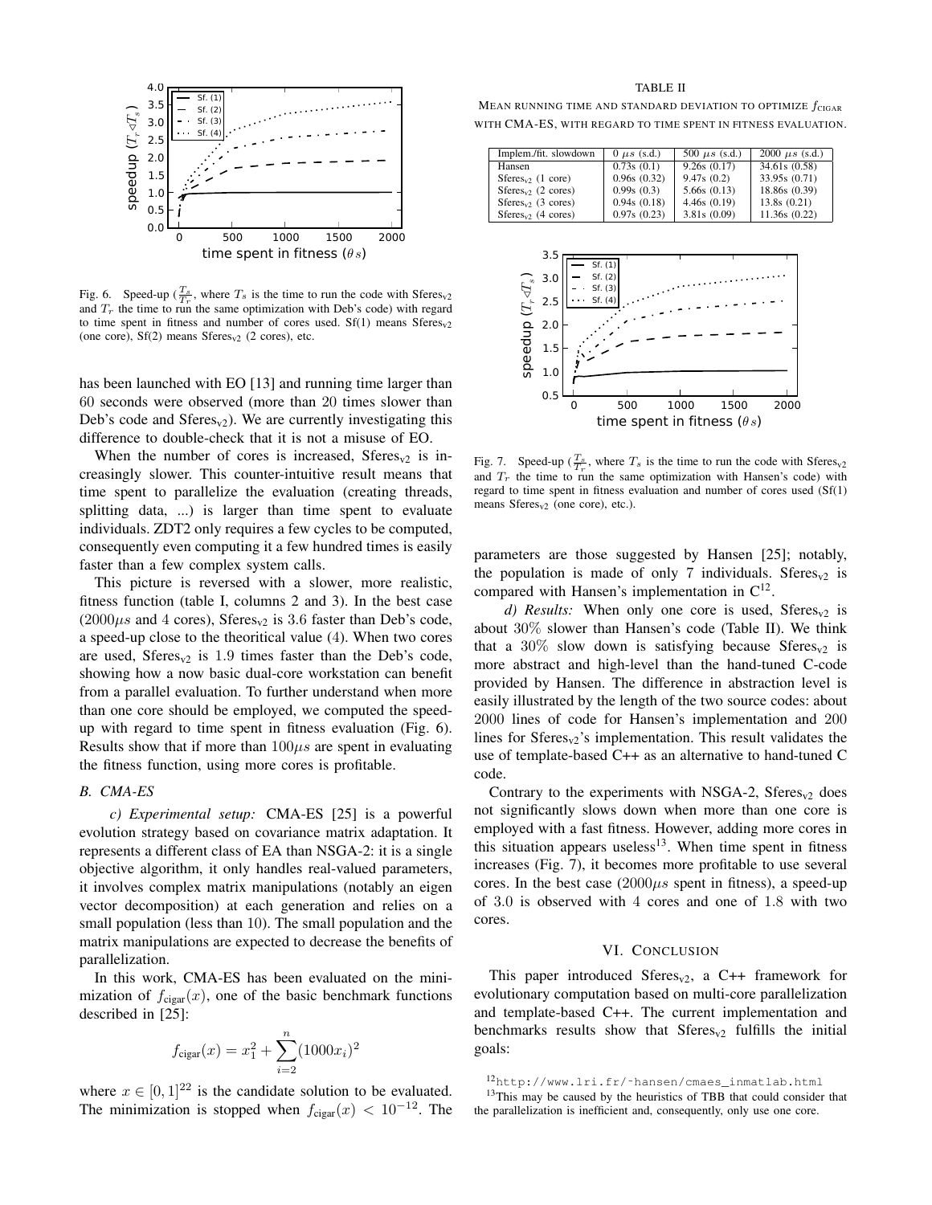Fig. 6. Speed-up ($\frac{T_s}{T_r}$, where $T_s$ is the time to run the code with Sferes$_{v2}$ and $T_r$ the time to run the same optimization with Deb's code) with regard to time spent in fitness and number of cores used. Sf(1) means Sferes$_{v2}$ (one core), Sf(2) means Sferes$_{v2}$ (2 cores), etc.

has been launched with EO [13] and running time larger than 60 seconds were observed (more than 20 times slower than Deb's code and Sferes$_{v2}$). We are currently investigating this difference to double-check that it is not a misuse of EO.

When the number of cores is increased, Sferes$_{v2}$ is increasingly slower. This counter-intuitive result means that time spent to parallelize the evaluation (creating threads, splitting data, ...) is larger than time spent to evaluate individuals. ZDT2 only requires a few cycles to be computed, consequently even computing it a few hundred times is easily faster than a few complex system calls.

This picture is reversed with a slower, more realistic, fitness function (table I, columns 2 and 3). In the best case ($2000\mu s$ and 4 cores), Sferes$_{v2}$ is 3.6 faster than Deb's code, a speed-up close to the theoritical value (4). When two cores are used, Sferes$_{v2}$ is 1.9 times faster than the Deb's code, showing how a now basic dual-core workstation can benefit from a parallel evaluation. To further understand when more than one core should be employed, we computed the speed-up with regard to time spent in fitness evaluation (Fig. 6). Results show that if more than $100\mu s$ are spent in evaluating the fitness function, using more cores is profitable.

### *B. CMA-ES*

*c) Experimental setup:* CMA-ES [25] is a powerful evolution strategy based on covariance matrix adaptation. It represents a different class of EA than NSGA-2: it is a single objective algorithm, it only handles real-valued parameters, it involves complex matrix manipulations (notably an eigen vector decomposition) at each generation and relies on a small population (less than 10). The small population and the matrix manipulations are expected to decrease the benefits of parallelization.

In this work, CMA-ES has been evaluated on the minimization of $f_{\text{cigar}}(x)$, one of the basic benchmark functions described in [25]:

$$f_{\text{cigar}}(x) = x_1^2 + \sum_{i=2}^{n}(1000x_i)^2$$

where $x \in [0, 1]^{22}$ is the candidate solution to be evaluated. The minimization is stopped when $f_{\text{cigar}}(x) < 10^{-12}$. The parameters are those suggested by Hansen [25]; notably, the population is made of only 7 individuals. Sferes$_{v2}$ is compared with Hansen's implementation in C[12].

TABLE II

MEAN RUNNING TIME AND STANDARD DEVIATION TO OPTIMIZE $f_{\text{CIGAR}}$ WITH CMA-ES, WITH REGARD TO TIME SPENT IN FITNESS EVALUATION.

| Implem./fit. slowdown | 0 $\mu s$ (s.d.) | 500 $\mu s$ (s.d.) | 2000 $\mu s$ (s.d.) |
|---|---|---|---|
| Hansen | 0.73s (0.1) | 9.26s (0.17) | 34.61s (0.58) |
| Sferes$_{v2}$ (1 core) | 0.96s (0.32) | 9.47s (0.2) | 33.95s (0.71) |
| Sferes$_{v2}$ (2 cores) | 0.99s (0.3) | 5.66s (0.13) | 18.86s (0.39) |
| Sferes$_{v2}$ (3 cores) | 0.94s (0.18) | 4.46s (0.19) | 13.8s (0.21) |
| Sferes$_{v2}$ (4 cores) | 0.97s (0.23) | 3.81s (0.09) | 11.36s (0.22) |

Fig. 7. Speed-up ($\frac{T_s}{T_r}$, where $T_s$ is the time to run the code with Sferes$_{v2}$ and $T_r$ the time to run the same optimization with Hansen's code) with regard to time spent in fitness evaluation and number of cores used (Sf(1) means Sferes$_{v2}$ (one core), etc.).

*d) Results:* When only one core is used, Sferes$_{v2}$ is about 30% slower than Hansen's code (Table II). We think that a 30% slow down is satisfying because Sferes$_{v2}$ is more abstract and high-level than the hand-tuned C-code provided by Hansen. The difference in abstraction level is easily illustrated by the length of the two source codes: about 2000 lines of code for Hansen's implementation and 200 lines for Sferes$_{v2}$'s implementation. This result validates the use of template-based C++ as an alternative to hand-tuned C code.

Contrary to the experiments with NSGA-2, Sferes$_{v2}$ does not significantly slows down when more than one core is employed with a fast fitness. However, adding more cores in this situation appears useless[13]. When time spent in fitness increases (Fig. 7), it becomes more profitable to use several cores. In the best case ($2000\mu s$ spent in fitness), a speed-up of 3.0 is observed with 4 cores and one of 1.8 with two cores.

## VI. CONCLUSION

This paper introduced Sferes$_{v2}$, a C++ framework for evolutionary computation based on multi-core parallelization and template-based C++. The current implementation and benchmarks results show that Sferes$_{v2}$ fulfills the initial goals:

[12] http://www.lri.fr/~hansen/cmaes_inmatlab.html

[13] This may be caused by the heuristics of TBB that could consider that the parallelization is inefficient and, consequently, only use one core.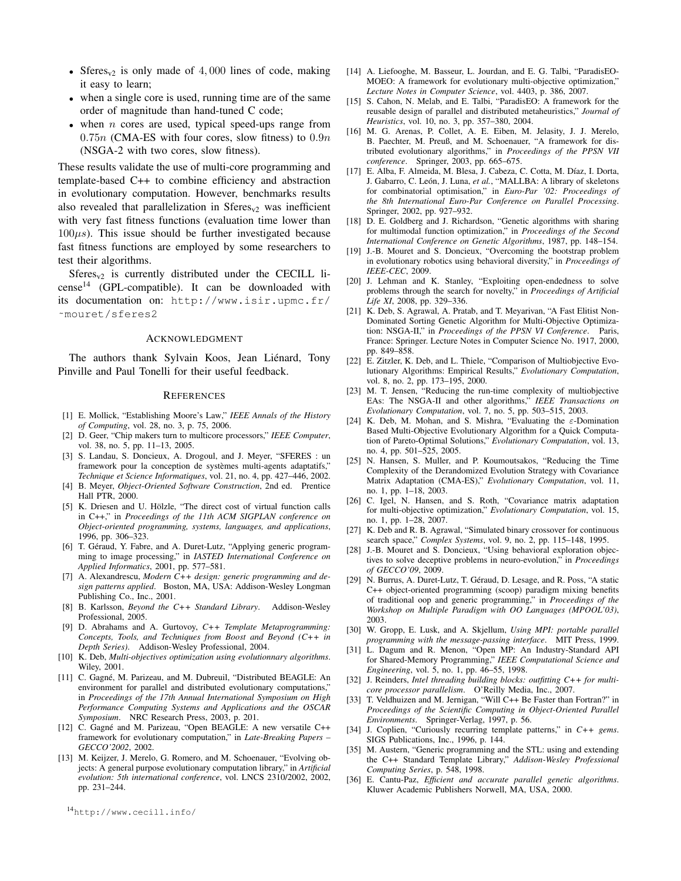- Sferes$_{v2}$ is only made of $4,000$ lines of code, making it easy to learn;
- when a single core is used, running time are of the same order of magnitude than hand-tuned C code;
- when $n$ cores are used, typical speed-ups range from $0.75n$ (CMA-ES with four cores, slow fitness) to $0.9n$ (NSGA-2 with two cores, slow fitness).

These results validate the use of multi-core programming and template-based C++ to combine efficiency and abstraction in evolutionary computation. However, benchmarks results also revealed that parallelization in Sferes$_{v2}$ was inefficient with very fast fitness functions (evaluation time lower than $100\mu s$). This issue should be further investigated because fast fitness functions are employed by some researchers to test their algorithms.

Sferes$_{v2}$ is currently distributed under the CECILL license[14] (GPL-compatible). It can be downloaded with its documentation on: `http://www.isir.upmc.fr/~mouret/sferes2`

## Acknowledgment

The authors thank Sylvain Koos, Jean Liénard, Tony Pinville and Paul Tonelli for their useful feedback.

## References

[1] E. Mollick, "Establishing Moore's Law," *IEEE Annals of the History of Computing*, vol. 28, no. 3, p. 75, 2006.

[2] D. Geer, "Chip makers turn to multicore processors," *IEEE Computer*, vol. 38, no. 5, pp. 11–13, 2005.

[3] S. Landau, S. Doncieux, A. Drogoul, and J. Meyer, "SFERES : un framework pour la conception de systèmes multi-agents adaptatifs," *Technique et Science Informatiques*, vol. 21, no. 4, pp. 427–446, 2002.

[4] B. Meyer, *Object-Oriented Software Construction*, 2nd ed. Prentice Hall PTR, 2000.

[5] K. Driesen and U. Hölzle, "The direct cost of virtual function calls in C++," in *Proceedings of the 11th ACM SIGPLAN conference on Object-oriented programming, systems, languages, and applications*, 1996, pp. 306–323.

[6] T. Géraud, Y. Fabre, and A. Duret-Lutz, "Applying generic programming to image processing," in *IASTED International Conference on Applied Informatics*, 2001, pp. 577–581.

[7] A. Alexandrescu, *Modern C++ design: generic programming and design patterns applied*. Boston, MA, USA: Addison-Wesley Longman Publishing Co., Inc., 2001.

[8] B. Karlsson, *Beyond the C++ Standard Library*. Addison-Wesley Professional, 2005.

[9] D. Abrahams and A. Gurtovoy, *C++ Template Metaprogramming: Concepts, Tools, and Techniques from Boost and Beyond (C++ in Depth Series)*. Addison-Wesley Professional, 2004.

[10] K. Deb, *Multi-objectives optimization using evolutionnary algorithms*. Wiley, 2001.

[11] C. Gagné, M. Parizeau, and M. Dubreuil, "Distributed BEAGLE: An environment for parallel and distributed evolutionary computations," in *Proceedings of the 17th Annual International Symposium on High Performance Computing Systems and Applications and the OSCAR Symposium*. NRC Research Press, 2003, p. 201.

[12] C. Gagné and M. Parizeau, "Open BEAGLE: A new versatile C++ framework for evolutionary computation," in *Late-Breaking Papers – GECCO'2002*, 2002.

[13] M. Keijzer, J. Merelo, G. Romero, and M. Schoenauer, "Evolving objects: A general purpose evolutionary computation library," in *Artificial evolution: 5th international conference*, vol. LNCS 2310/2002, 2002, pp. 231–244.

[14] A. Liefooghe, M. Basseur, L. Jourdan, and E. G. Talbi, "ParadisEO-MOEO: A framework for evolutionary multi-objective optimization," *Lecture Notes in Computer Science*, vol. 4403, p. 386, 2007.

[15] S. Cahon, N. Melab, and E. Talbi, "ParadisEO: A framework for the reusable design of parallel and distributed metaheuristics," *Journal of Heuristics*, vol. 10, no. 3, pp. 357–380, 2004.

[16] M. G. Arenas, P. Collet, A. E. Eiben, M. Jelasity, J. J. Merelo, B. Paechter, M. Preuß, and M. Schoenauer, "A framework for distributed evolutionary algorithms," in *Proceedings of the PPSN VII conference*. Springer, 2003, pp. 665–675.

[17] E. Alba, F. Almeida, M. Blesa, J. Cabeza, C. Cotta, M. Díaz, I. Dorta, J. Gabarro, C. León, J. Luna, *et al.*, "MALLBA: A library of skeletons for combinatorial optimisation," in *Euro-Par '02: Proceedings of the 8th International Euro-Par Conference on Parallel Processing*. Springer, 2002, pp. 927–932.

[18] D. E. Goldberg and J. Richardson, "Genetic algorithms with sharing for multimodal function optimization," in *Proceedings of the Second International Conference on Genetic Algorithms*, 1987, pp. 148–154.

[19] J.-B. Mouret and S. Doncieux, "Overcoming the bootstrap problem in evolutionary robotics using behavioral diversity," in *Proceedings of IEEE-CEC*, 2009.

[20] J. Lehman and K. Stanley, "Exploiting open-endedness to solve problems through the search for novelty," in *Proceedings of Artificial Life XI*, 2008, pp. 329–336.

[21] K. Deb, S. Agrawal, A. Pratab, and T. Meyarivan, "A Fast Elitist Non-Dominated Sorting Genetic Algorithm for Multi-Objective Optimization: NSGA-II," in *Proceedings of the PPSN VI Conference*. Paris, France: Springer. Lecture Notes in Computer Science No. 1917, 2000, pp. 849–858.

[22] E. Zitzler, K. Deb, and L. Thiele, "Comparison of Multiobjective Evolutionary Algorithms: Empirical Results," *Evolutionary Computation*, vol. 8, no. 2, pp. 173–195, 2000.

[23] M. T. Jensen, "Reducing the run-time complexity of multiobjective EAs: The NSGA-II and other algorithms," *IEEE Transactions on Evolutionary Computation*, vol. 7, no. 5, pp. 503–515, 2003.

[24] K. Deb, M. Mohan, and S. Mishra, "Evaluating the $\varepsilon$-Domination Based Multi-Objective Evolutionary Algorithm for a Quick Computation of Pareto-Optimal Solutions," *Evolutionary Computation*, vol. 13, no. 4, pp. 501–525, 2005.

[25] N. Hansen, S. Muller, and P. Koumoutsakos, "Reducing the Time Complexity of the Derandomized Evolution Strategy with Covariance Matrix Adaptation (CMA-ES)," *Evolutionary Computation*, vol. 11, no. 1, pp. 1–18, 2003.

[26] C. Igel, N. Hansen, and S. Roth, "Covariance matrix adaptation for multi-objective optimization," *Evolutionary Computation*, vol. 15, no. 1, pp. 1–28, 2007.

[27] K. Deb and R. B. Agrawal, "Simulated binary crossover for continuous search space," *Complex Systems*, vol. 9, no. 2, pp. 115–148, 1995.

[28] J.-B. Mouret and S. Doncieux, "Using behavioral exploration objectives to solve deceptive problems in neuro-evolution," in *Proceedings of GECCO'09*, 2009.

[29] N. Burrus, A. Duret-Lutz, T. Géraud, D. Lesage, and R. Poss, "A static C++ object-oriented programming (scoop) paradigm mixing benefits of traditional oop and generic programming," in *Proceedings of the Workshop on Multiple Paradigm with OO Languages (MPOOL'03)*, 2003.

[30] W. Gropp, E. Lusk, and A. Skjellum, *Using MPI: portable parallel programming with the message-passing interface*. MIT Press, 1999.

[31] L. Dagum and R. Menon, "Open MP: An Industry-Standard API for Shared-Memory Programming," *IEEE Computational Science and Engineering*, vol. 5, no. 1, pp. 46–55, 1998.

[32] J. Reinders, *Intel threading building blocks: outfitting C++ for multi-core processor parallelism*. O'Reilly Media, Inc., 2007.

[33] T. Veldhuizen and M. Jernigan, "Will C++ Be Faster than Fortran?" in *Proceedings of the Scientific Computing in Object-Oriented Parallel Environments*. Springer-Verlag, 1997, p. 56.

[34] J. Coplien, "Curiously recurring template patterns," in *C++ gems*. SIGS Publications, Inc., 1996, p. 144.

[35] M. Austern, "Generic programming and the STL: using and extending the C++ Standard Template Library," *Addison-Wesley Professional Computing Series*, p. 548, 1998.

[36] E. Cantu-Paz, *Efficient and accurate parallel genetic algorithms*. Kluwer Academic Publishers Norwell, MA, USA, 2000.

[14] `http://www.cecill.info/`